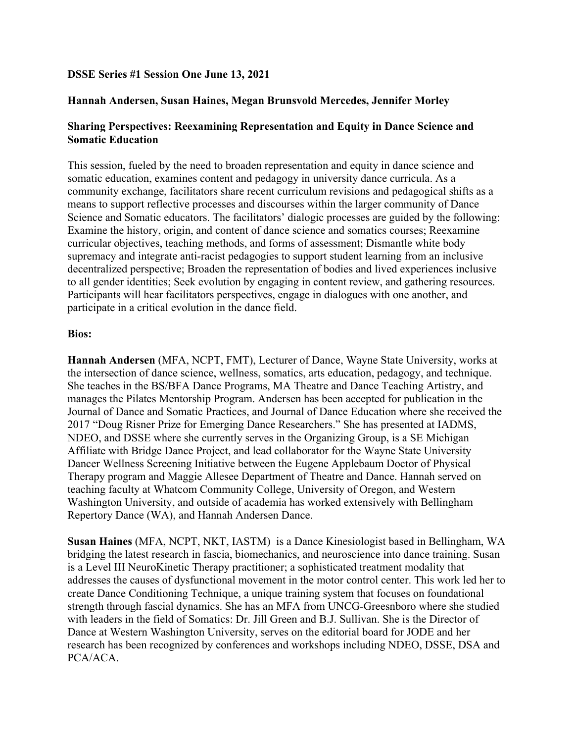**DSSE Series #1 Session One June 13, 2021**

**Hannah Andersen, Susan Haines, Megan Brunsvold Mercedes, Jennifer Morley**

**Sharing Perspectives: Reexamining Representation and Equity in Dance Science and Somatic Education**

This session, fueled by the need to broaden representation and equity in dance science and somatic education, examines content and pedagogy in university dance curricula. As a community exchange, facilitators share recent curriculum revisions and pedagogical shifts as a means to support reflective processes and discourses within the larger community of Dance Science and Somatic educators. The facilitators' dialogic processes are guided by the following: Examine the history, origin, and content of dance science and somatics courses; Reexamine curricular objectives, teaching methods, and forms of assessment; Dismantle white body supremacy and integrate anti-racist pedagogies to support student learning from an inclusive decentralized perspective; Broaden the representation of bodies and lived experiences inclusive to all gender identities; Seek evolution by engaging in content review, and gathering resources. Participants will hear facilitators perspectives, engage in dialogues with one another, and participate in a critical evolution in the dance field.

**Bios:**

**Hannah Andersen** (MFA, NCPT, FMT), Lecturer of Dance, Wayne State University, works at the intersection of dance science, wellness, somatics, arts education, pedagogy, and technique. She teaches in the BS/BFA Dance Programs, MA Theatre and Dance Teaching Artistry, and manages the Pilates Mentorship Program. Andersen has been accepted for publication in the Journal of Dance and Somatic Practices, and Journal of Dance Education where she received the 2017 "Doug Risner Prize for Emerging Dance Researchers." She has presented at IADMS, NDEO, and DSSE where she currently serves in the Organizing Group, is a SE Michigan Affiliate with Bridge Dance Project, and lead collaborator for the Wayne State University Dancer Wellness Screening Initiative between the Eugene Applebaum Doctor of Physical Therapy program and Maggie Allesee Department of Theatre and Dance. Hannah served on teaching faculty at Whatcom Community College, University of Oregon, and Western Washington University, and outside of academia has worked extensively with Bellingham Repertory Dance (WA), and Hannah Andersen Dance.

**Susan Haines** (MFA, NCPT, NKT, IASTM) is a Dance Kinesiologist based in Bellingham, WA bridging the latest research in fascia, biomechanics, and neuroscience into dance training. Susan is a Level III NeuroKinetic Therapy practitioner; a sophisticated treatment modality that addresses the causes of dysfunctional movement in the motor control center. This work led her to create Dance Conditioning Technique, a unique training system that focuses on foundational strength through fascial dynamics. She has an MFA from UNCG-Greesnboro where she studied with leaders in the field of Somatics: Dr. Jill Green and B.J. Sullivan. She is the Director of Dance at Western Washington University, serves on the editorial board for JODE and her research has been recognized by conferences and workshops including NDEO, DSSE, DSA and PCA/ACA.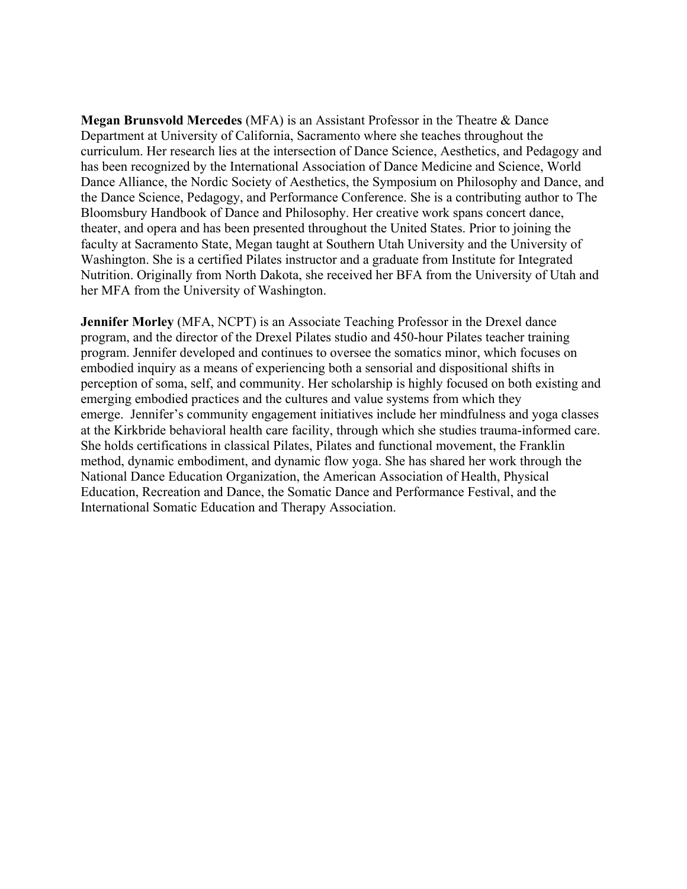**Megan Brunsvold Mercedes** (MFA) is an Assistant Professor in the Theatre & Dance Department at University of California, Sacramento where she teaches throughout the curriculum. Her research lies at the intersection of Dance Science, Aesthetics, and Pedagogy and has been recognized by the International Association of Dance Medicine and Science, World Dance Alliance, the Nordic Society of Aesthetics, the Symposium on Philosophy and Dance, and the Dance Science, Pedagogy, and Performance Conference. She is a contributing author to The Bloomsbury Handbook of Dance and Philosophy. Her creative work spans concert dance, theater, and opera and has been presented throughout the United States. Prior to joining the faculty at Sacramento State, Megan taught at Southern Utah University and the University of Washington. She is a certified Pilates instructor and a graduate from Institute for Integrated Nutrition. Originally from North Dakota, she received her BFA from the University of Utah and her MFA from the University of Washington.

**Jennifer Morley** (MFA, NCPT) is an Associate Teaching Professor in the Drexel dance program, and the director of the Drexel Pilates studio and 450-hour Pilates teacher training program. Jennifer developed and continues to oversee the somatics minor, which focuses on embodied inquiry as a means of experiencing both a sensorial and dispositional shifts in perception of soma, self, and community. Her scholarship is highly focused on both existing and emerging embodied practices and the cultures and value systems from which they emerge. Jennifer's community engagement initiatives include her mindfulness and yoga classes at the Kirkbride behavioral health care facility, through which she studies trauma-informed care. She holds certifications in classical Pilates, Pilates and functional movement, the Franklin method, dynamic embodiment, and dynamic flow yoga. She has shared her work through the National Dance Education Organization, the American Association of Health, Physical Education, Recreation and Dance, the Somatic Dance and Performance Festival, and the International Somatic Education and Therapy Association.